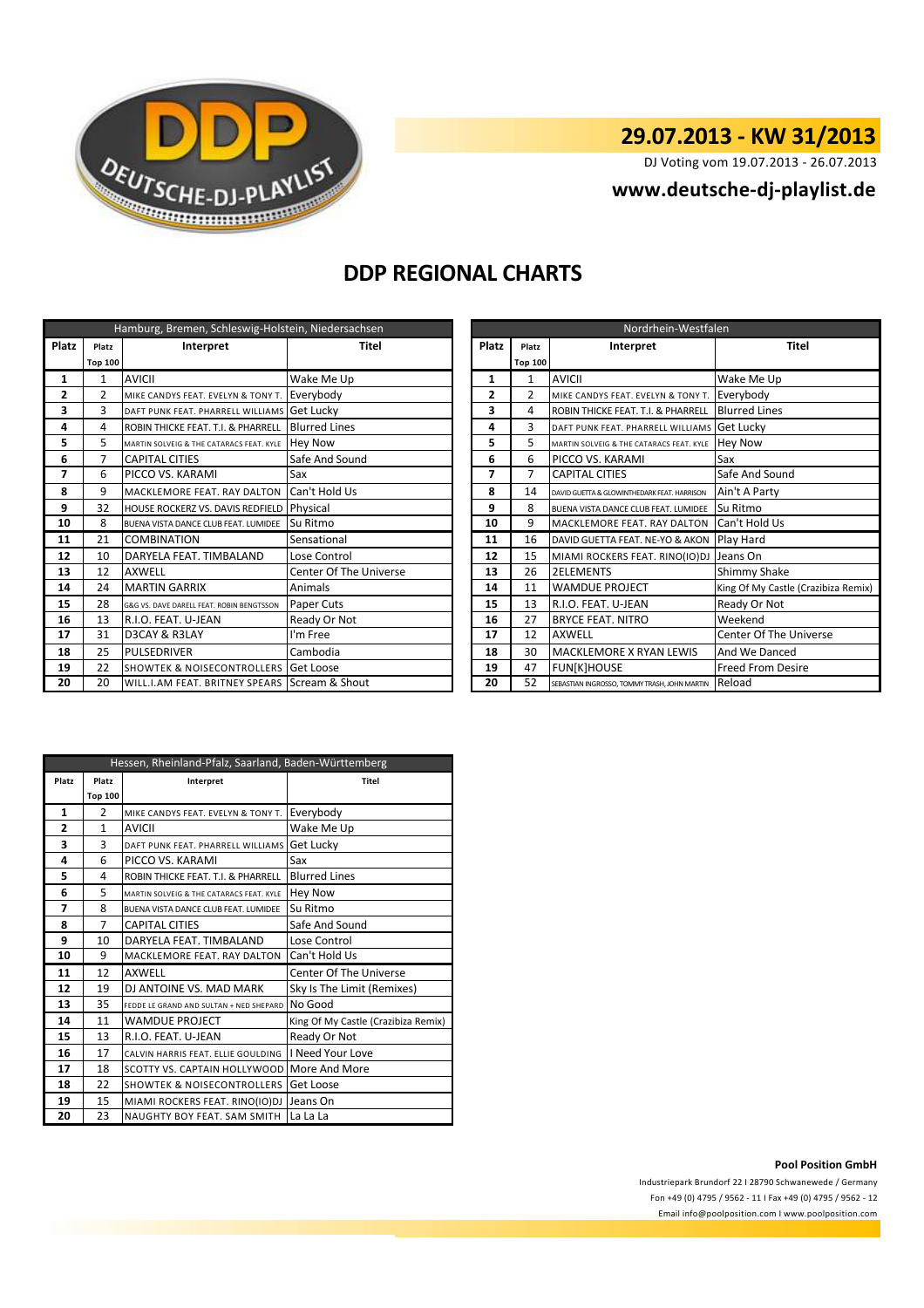DEUTSCHE-DJ-PLAYLIST

## 29.07.2013 - KW 31/2013

DJ Voting vom 19.07.2013 - 26.07.2013

**www.deutsche-dj-playlist.de**

# DDP REGIONAL CHARTS

| Hamburg, Bremen, Schleswig-Holstein, Niedersachsen | | | |
|---|---|---|---|
| Platz | Platz Top 100 | Interpret | Titel |
| 1 | 1 | AVICII | Wake Me Up |
| 2 | 2 | MIKE CANDYS FEAT. EVELYN & TONY T. | Everybody |
| 3 | 3 | DAFT PUNK FEAT. PHARRELL WILLIAMS | Get Lucky |
| 4 | 4 | ROBIN THICKE FEAT. T.I. & PHARRELL | Blurred Lines |
| 5 | 5 | MARTIN SOLVEIG & THE CATARACS FEAT. KYLE | Hey Now |
| 6 | 7 | CAPITAL CITIES | Safe And Sound |
| 7 | 6 | PICCO VS. KARAMI | Sax |
| 8 | 9 | MACKLEMORE FEAT. RAY DALTON | Can't Hold Us |
| 9 | 32 | HOUSE ROCKERZ VS. DAVIS REDFIELD | Physical |
| 10 | 8 | BUENA VISTA DANCE CLUB FEAT. LUMIDEE | Su Ritmo |
| 11 | 21 | COMBINATION | Sensational |
| 12 | 10 | DARYELA FEAT. TIMBALAND | Lose Control |
| 13 | 12 | AXWELL | Center Of The Universe |
| 14 | 24 | MARTIN GARRIX | Animals |
| 15 | 28 | G&G VS. DAVE DARELL FEAT. ROBIN BENGTSSON | Paper Cuts |
| 16 | 13 | R.I.O. FEAT. U-JEAN | Ready Or Not |
| 17 | 31 | D3CAY & R3LAY | I'm Free |
| 18 | 25 | PULSEDRIVER | Cambodia |
| 19 | 22 | SHOWTEK & NOISECONTROLLERS | Get Loose |
| 20 | 20 | WILL.I.AM FEAT. BRITNEY SPEARS | Scream & Shout |

| Nordrhein-Westfalen | | | |
|---|---|---|---|
| Platz | Platz Top 100 | Interpret | Titel |
| 1 | 1 | AVICII | Wake Me Up |
| 2 | 2 | MIKE CANDYS FEAT. EVELYN & TONY T. | Everybody |
| 3 | 4 | ROBIN THICKE FEAT. T.I. & PHARRELL | Blurred Lines |
| 4 | 3 | DAFT PUNK FEAT. PHARRELL WILLIAMS | Get Lucky |
| 5 | 5 | MARTIN SOLVEIG & THE CATARACS FEAT. KYLE | Hey Now |
| 6 | 6 | PICCO VS. KARAMI | Sax |
| 7 | 7 | CAPITAL CITIES | Safe And Sound |
| 8 | 14 | DAVID GUETTA & GLOWINTHEDARK FEAT. HARRISON | Ain't A Party |
| 9 | 8 | BUENA VISTA DANCE CLUB FEAT. LUMIDEE | Su Ritmo |
| 10 | 9 | MACKLEMORE FEAT. RAY DALTON | Can't Hold Us |
| 11 | 16 | DAVID GUETTA FEAT. NE-YO & AKON | Play Hard |
| 12 | 15 | MIAMI ROCKERS FEAT. RINO(IO)DJ | Jeans On |
| 13 | 26 | 2ELEMENTS | Shimmy Shake |
| 14 | 11 | WAMDUE PROJECT | King Of My Castle (Crazibiza Remix) |
| 15 | 13 | R.I.O. FEAT. U-JEAN | Ready Or Not |
| 16 | 27 | BRYCE FEAT. NITRO | Weekend |
| 17 | 12 | AXWELL | Center Of The Universe |
| 18 | 30 | MACKLEMORE X RYAN LEWIS | And We Danced |
| 19 | 47 | FUN[K]HOUSE | Freed From Desire |
| 20 | 52 | SEBASTIAN INGROSSO, TOMMY TRASH, JOHN MARTIN | Reload |

| Hessen, Rheinland-Pfalz, Saarland, Baden-Württemberg | | | |
|---|---|---|---|
| Platz | Platz Top 100 | Interpret | Titel |
| 1 | 2 | MIKE CANDYS FEAT. EVELYN & TONY T. | Everybody |
| 2 | 1 | AVICII | Wake Me Up |
| 3 | 3 | DAFT PUNK FEAT. PHARRELL WILLIAMS | Get Lucky |
| 4 | 6 | PICCO VS. KARAMI | Sax |
| 5 | 4 | ROBIN THICKE FEAT. T.I. & PHARRELL | Blurred Lines |
| 6 | 5 | MARTIN SOLVEIG & THE CATARACS FEAT. KYLE | Hey Now |
| 7 | 8 | BUENA VISTA DANCE CLUB FEAT. LUMIDEE | Su Ritmo |
| 8 | 7 | CAPITAL CITIES | Safe And Sound |
| 9 | 10 | DARYELA FEAT. TIMBALAND | Lose Control |
| 10 | 9 | MACKLEMORE FEAT. RAY DALTON | Can't Hold Us |
| 11 | 12 | AXWELL | Center Of The Universe |
| 12 | 19 | DJ ANTOINE VS. MAD MARK | Sky Is The Limit (Remixes) |
| 13 | 35 | FEDDE LE GRAND AND SULTAN + NED SHEPARD | No Good |
| 14 | 11 | WAMDUE PROJECT | King Of My Castle (Crazibiza Remix) |
| 15 | 13 | R.I.O. FEAT. U-JEAN | Ready Or Not |
| 16 | 17 | CALVIN HARRIS FEAT. ELLIE GOULDING | I Need Your Love |
| 17 | 18 | SCOTTY VS. CAPTAIN HOLLYWOOD | More And More |
| 18 | 22 | SHOWTEK & NOISECONTROLLERS | Get Loose |
| 19 | 15 | MIAMI ROCKERS FEAT. RINO(IO)DJ | Jeans On |
| 20 | 23 | NAUGHTY BOY FEAT. SAM SMITH | La La La |

**Pool Position GmbH**

Industriepark Brundorf 22 I 28790 Schwanewede / Germany

Fon +49 (0) 4795 / 9562 - 11 I Fax +49 (0) 4795 / 9562 - 12

Email info@poolposition.com I www.poolposition.com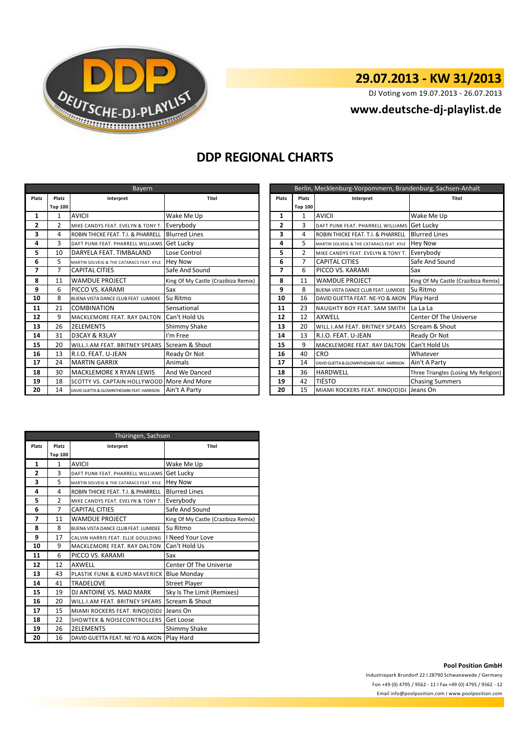## 29.07.2013 - KW 31/2013

DJ Voting vom 19.07.2013 - 26.07.2013

**www.deutsche-dj-playlist.de**

# DDP REGIONAL CHARTS

| Bayern | | | |
|---|---|---|---|
| Platz | Platz Top 100 | Interpret | Titel |
| 1 | 1 | AVICII | Wake Me Up |
| 2 | 2 | MIKE CANDYS FEAT. EVELYN & TONY T. | Everybody |
| 3 | 4 | ROBIN THICKE FEAT. T.I. & PHARRELL | Blurred Lines |
| 4 | 3 | DAFT PUNK FEAT. PHARRELL WILLIAMS | Get Lucky |
| 5 | 10 | DARYELA FEAT. TIMBALAND | Lose Control |
| 6 | 5 | MARTIN SOLVEIG & THE CATARACS FEAT. KYLE | Hey Now |
| 7 | 7 | CAPITAL CITIES | Safe And Sound |
| 8 | 11 | WAMDUE PROJECT | King Of My Castle (Crazibiza Remix) |
| 9 | 6 | PICCO VS. KARAMI | Sax |
| 10 | 8 | BUENA VISTA DANCE CLUB FEAT. LUMIDEE | Su Ritmo |
| 11 | 21 | COMBINATION | Sensational |
| 12 | 9 | MACKLEMORE FEAT. RAY DALTON | Can't Hold Us |
| 13 | 26 | 2ELEMENTS | Shimmy Shake |
| 14 | 31 | D3CAY & R3LAY | I'm Free |
| 15 | 20 | WILL.I.AM FEAT. BRITNEY SPEARS | Scream & Shout |
| 16 | 13 | R.I.O. FEAT. U-JEAN | Ready Or Not |
| 17 | 24 | MARTIN GARRIX | Animals |
| 18 | 30 | MACKLEMORE X RYAN LEWIS | And We Danced |
| 19 | 18 | SCOTTY VS. CAPTAIN HOLLYWOOD | More And More |
| 20 | 14 | DAVID GUETTA & GLOWINTHEDARK FEAT. HARRISON | Ain't A Party |

| Berlin, Mecklenburg-Vorpommern, Brandenburg, Sachsen-Anhalt | | | |
|---|---|---|---|
| Platz | Platz Top 100 | Interpret | Titel |
| 1 | 1 | AVICII | Wake Me Up |
| 2 | 3 | DAFT PUNK FEAT. PHARRELL WILLIAMS | Get Lucky |
| 3 | 4 | ROBIN THICKE FEAT. T.I. & PHARRELL | Blurred Lines |
| 4 | 5 | MARTIN SOLVEIG & THE CATARACS FEAT. KYLE | Hey Now |
| 5 | 2 | MIKE CANDYS FEAT. EVELYN & TONY T. | Everybody |
| 6 | 7 | CAPITAL CITIES | Safe And Sound |
| 7 | 6 | PICCO VS. KARAMI | Sax |
| 8 | 11 | WAMDUE PROJECT | King Of My Castle (Crazibiza Remix) |
| 9 | 8 | BUENA VISTA DANCE CLUB FEAT. LUMIDEE | Su Ritmo |
| 10 | 16 | DAVID GUETTA FEAT. NE-YO & AKON | Play Hard |
| 11 | 23 | NAUGHTY BOY FEAT. SAM SMITH | La La La |
| 12 | 12 | AXWELL | Center Of The Universe |
| 13 | 20 | WILL.I.AM FEAT. BRITNEY SPEARS | Scream & Shout |
| 14 | 13 | R.I.O. FEAT. U-JEAN | Ready Or Not |
| 15 | 9 | MACKLEMORE FEAT. RAY DALTON | Can't Hold Us |
| 16 | 40 | CRO | Whatever |
| 17 | 14 | DAVID GUETTA & GLOWINTHEDARK FEAT. HARRISON | Ain't A Party |
| 18 | 36 | HARDWELL | Three Triangles (Losing My Religion) |
| 19 | 42 | TIËSTO | Chasing Summers |
| 20 | 15 | MIAMI ROCKERS FEAT. RINO(IO)DJ | Jeans On |

| Thüringen, Sachsen | | | |
|---|---|---|---|
| Platz | Platz Top 100 | Interpret | Titel |
| 1 | 1 | AVICII | Wake Me Up |
| 2 | 3 | DAFT PUNK FEAT. PHARRELL WILLIAMS | Get Lucky |
| 3 | 5 | MARTIN SOLVEIG & THE CATARACS FEAT. KYLE | Hey Now |
| 4 | 4 | ROBIN THICKE FEAT. T.I. & PHARRELL | Blurred Lines |
| 5 | 2 | MIKE CANDYS FEAT. EVELYN & TONY T. | Everybody |
| 6 | 7 | CAPITAL CITIES | Safe And Sound |
| 7 | 11 | WAMDUE PROJECT | King Of My Castle (Crazibiza Remix) |
| 8 | 8 | BUENA VISTA DANCE CLUB FEAT. LUMIDEE | Su Ritmo |
| 9 | 17 | CALVIN HARRIS FEAT. ELLIE GOULDING | I Need Your Love |
| 10 | 9 | MACKLEMORE FEAT. RAY DALTON | Can't Hold Us |
| 11 | 6 | PICCO VS. KARAMI | Sax |
| 12 | 12 | AXWELL | Center Of The Universe |
| 13 | 43 | PLASTIK FUNK & KURD MAVERICK | Blue Monday |
| 14 | 41 | TRADELOVE | Street Player |
| 15 | 19 | DJ ANTOINE VS. MAD MARK | Sky Is The Limit (Remixes) |
| 16 | 20 | WILL.I.AM FEAT. BRITNEY SPEARS | Scream & Shout |
| 17 | 15 | MIAMI ROCKERS FEAT. RINO(IO)DJ | Jeans On |
| 18 | 22 | SHOWTEK & NOISECONTROLLERS | Get Loose |
| 19 | 26 | 2ELEMENTS | Shimmy Shake |
| 20 | 16 | DAVID GUETTA FEAT. NE-YO & AKON | Play Hard |

**Pool Position GmbH**

Industriepark Brundorf 22 I 28790 Schwanewede / Germany

Fon +49 (0) 4795 / 9562 - 11 I Fax +49 (0) 4795 / 9562 - 12

Email info@poolposition.com I www.poolposition.com